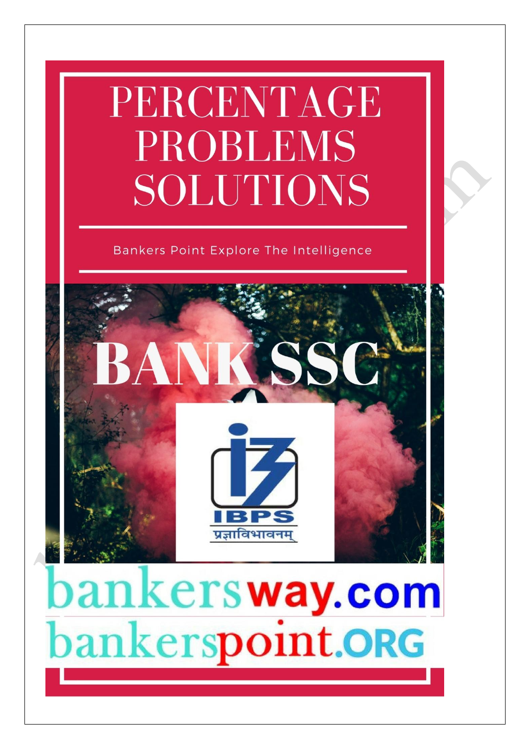# PERCENTAGE PROBLEMS SOLUTIONS

Bankers Point Explore The Intelligence

# BANK SSC

IBPS

प्रज्ञाविभावनम्

bankersway.com

bankerspoint.ORG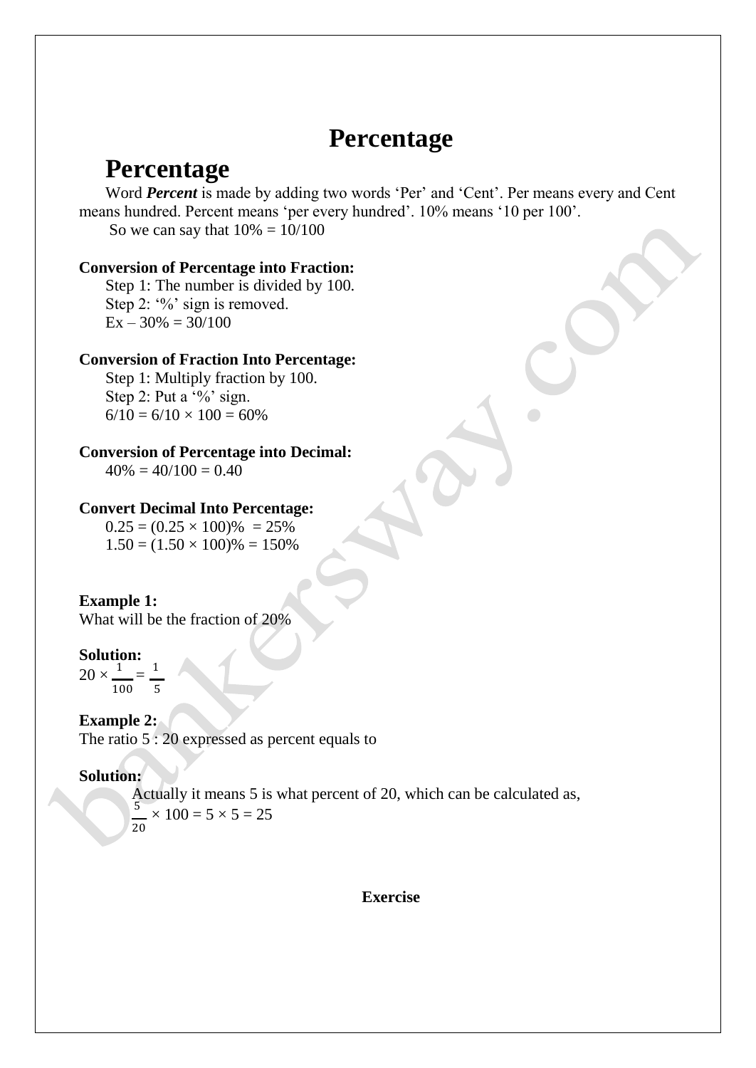// Percentage

# Percentage

## Percentage

Word ***Percent*** is made by adding two words 'Per' and 'Cent'. Per means every and Cent means hundred. Percent means 'per every hundred'. 10% means '10 per 100'.

So we can say that 10% = 10/100

**Conversion of Percentage into Fraction:**

Step 1: The number is divided by 100.
Step 2: '%' sign is removed.
Ex – 30% = 30/100

**Conversion of Fraction Into Percentage:**

Step 1: Multiply fraction by 100.
Step 2: Put a '%' sign.
$6/10 = 6/10 \times 100 = 60\%$

**Conversion of Percentage into Decimal:**

$40\% = 40/100 = 0.40$

**Convert Decimal Into Percentage:**

$0.25 = (0.25 \times 100)\% = 25\%$
$1.50 = (1.50 \times 100)\% = 150\%$

**Example 1:**
What will be the fraction of 20%

**Solution:**
$20 \times \frac{1}{100} = \frac{1}{5}$

**Example 2:**
The ratio 5 : 20 expressed as percent equals to

**Solution:**
Actually it means 5 is what percent of 20, which can be calculated as,
$\frac{5}{20} \times 100 = 5 \times 5 = 25$

**Exercise**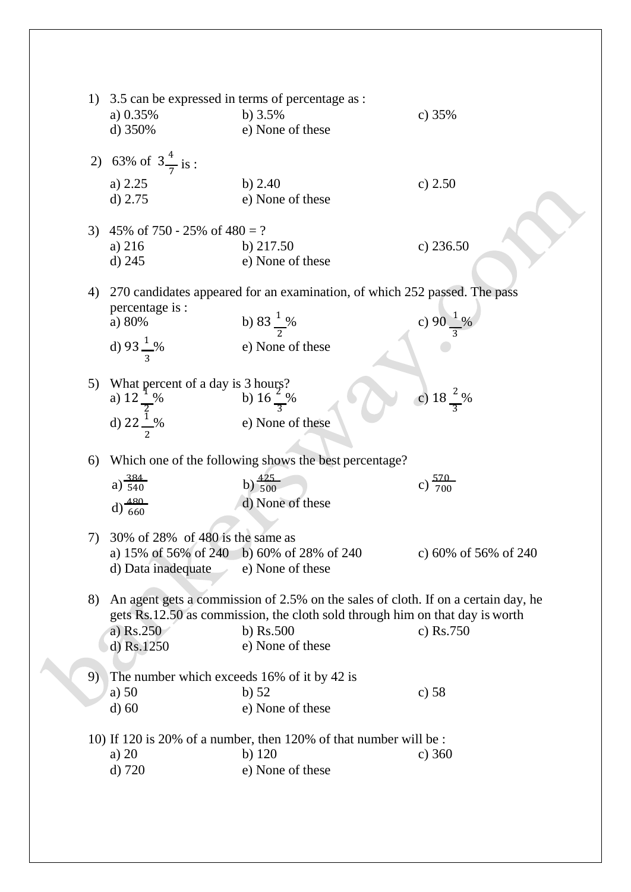1) 3.5 can be expressed in terms of percentage as :

a) 0.35% b) 3.5% c) 35%
d) 350% e) None of these

2) 63% of $3\frac{4}{7}$ is :

a) 2.25 b) 2.40 c) 2.50
d) 2.75 e) None of these

3) 45% of 750 - 25% of 480 = ?

a) 216 b) 217.50 c) 236.50
d) 245 e) None of these

4) 270 candidates appeared for an examination, of which 252 passed. The pass percentage is :

a) 80% b) $83\frac{1}{2}\%$ c) $90\frac{1}{3}\%$
d) $93\frac{1}{3}\%$ e) None of these

5) What percent of a day is 3 hours?

a) $12\frac{1}{2}\%$ b) $16\frac{2}{3}\%$ c) $18\frac{2}{3}\%$
d) $22\frac{1}{2}\%$ e) None of these

6) Which one of the following shows the best percentage?

a) $\frac{384}{540}$ b) $\frac{425}{500}$ c) $\frac{570}{700}$
d) $\frac{480}{660}$ d) None of these

7) 30% of 28% of 480 is the same as

a) 15% of 56% of 240 b) 60% of 28% of 240 c) 60% of 56% of 240
d) Data inadequate e) None of these

8) An agent gets a commission of 2.5% on the sales of cloth. If on a certain day, he gets Rs.12.50 as commission, the cloth sold through him on that day is worth

a) Rs.250 b) Rs.500 c) Rs.750
d) Rs.1250 e) None of these

9) The number which exceeds 16% of it by 42 is

a) 50 b) 52 c) 58
d) 60 e) None of these

10) If 120 is 20% of a number, then 120% of that number will be :

a) 20 b) 120 c) 360
d) 720 e) None of these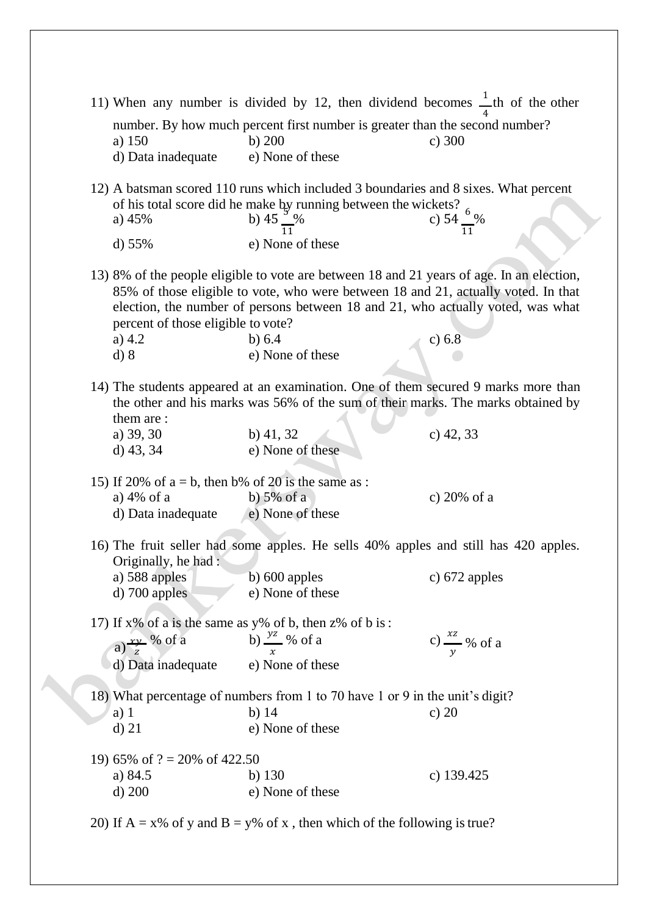11) When any number is divided by 12, then dividend becomes $\frac{1}{4}$th of the other number. By how much percent first number is greater than the second number?

a) 150 b) 200 c) 300
d) Data inadequate e) None of these

12) A batsman scored 110 runs which included 3 boundaries and 8 sixes. What percent of his total score did he make by running between the wickets?

a) 45% b) $45\frac{5}{11}$% c) $54\frac{6}{11}$%
d) 55% e) None of these

13) 8% of the people eligible to vote are between 18 and 21 years of age. In an election, 85% of those eligible to vote, who were between 18 and 21, actually voted. In that election, the number of persons between 18 and 21, who actually voted, was what percent of those eligible to vote?

a) 4.2 b) 6.4 c) 6.8
d) 8 e) None of these

14) The students appeared at an examination. One of them secured 9 marks more than the other and his marks was 56% of the sum of their marks. The marks obtained by them are :

a) 39, 30 b) 41, 32 c) 42, 33
d) 43, 34 e) None of these

15) If 20% of a = b, then b% of 20 is the same as :

a) 4% of a b) 5% of a c) 20% of a
d) Data inadequate e) None of these

16) The fruit seller had some apples. He sells 40% apples and still has 420 apples. Originally, he had :

a) 588 apples b) 600 apples c) 672 apples
d) 700 apples e) None of these

17) If x% of a is the same as y% of b, then z% of b is :

a) $\frac{xy}{z}$ % of a b) $\frac{yz}{x}$ % of a c) $\frac{xz}{y}$ % of a
d) Data inadequate e) None of these

18) What percentage of numbers from 1 to 70 have 1 or 9 in the unit's digit?

a) 1 b) 14 c) 20
d) 21 e) None of these

19) 65% of ? = 20% of 422.50

a) 84.5 b) 130 c) 139.425
d) 200 e) None of these

20) If A = x% of y and B = y% of x , then which of the following is true?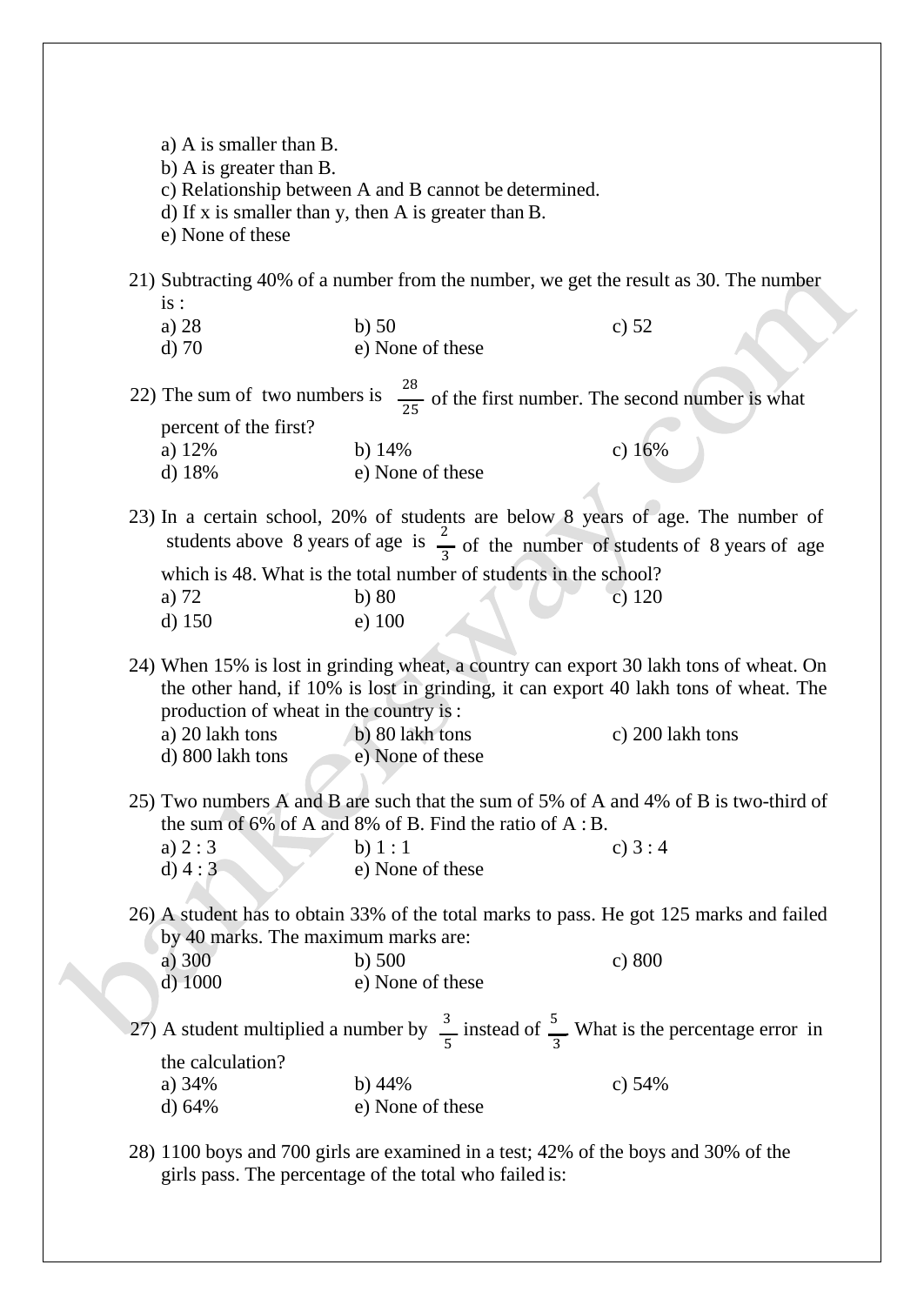a) A is smaller than B.
b) A is greater than B.
c) Relationship between A and B cannot be determined.
d) If x is smaller than y, then A is greater than B.
e) None of these

21) Subtracting 40% of a number from the number, we get the result as 30. The number is :

a) 28 b) 50 c) 52
d) 70 e) None of these

22) The sum of two numbers is $\frac{28}{25}$ of the first number. The second number is what percent of the first?

a) 12% b) 14% c) 16%
d) 18% e) None of these

23) In a certain school, 20% of students are below 8 years of age. The number of students above 8 years of age is $\frac{2}{3}$ of the number of students of 8 years of age which is 48. What is the total number of students in the school?

a) 72 b) 80 c) 120
d) 150 e) 100

24) When 15% is lost in grinding wheat, a country can export 30 lakh tons of wheat. On the other hand, if 10% is lost in grinding, it can export 40 lakh tons of wheat. The production of wheat in the country is :

a) 20 lakh tons b) 80 lakh tons c) 200 lakh tons
d) 800 lakh tons e) None of these

25) Two numbers A and B are such that the sum of 5% of A and 4% of B is two-third of the sum of 6% of A and 8% of B. Find the ratio of A : B.

a) 2 : 3 b) 1 : 1 c) 3 : 4
d) 4 : 3 e) None of these

26) A student has to obtain 33% of the total marks to pass. He got 125 marks and failed by 40 marks. The maximum marks are:

a) 300 b) 500 c) 800
d) 1000 e) None of these

27) A student multiplied a number by $\frac{3}{5}$ instead of $\frac{5}{3}$ What is the percentage error in the calculation?

a) 34% b) 44% c) 54%
d) 64% e) None of these

28) 1100 boys and 700 girls are examined in a test; 42% of the boys and 30% of the girls pass. The percentage of the total who failed is: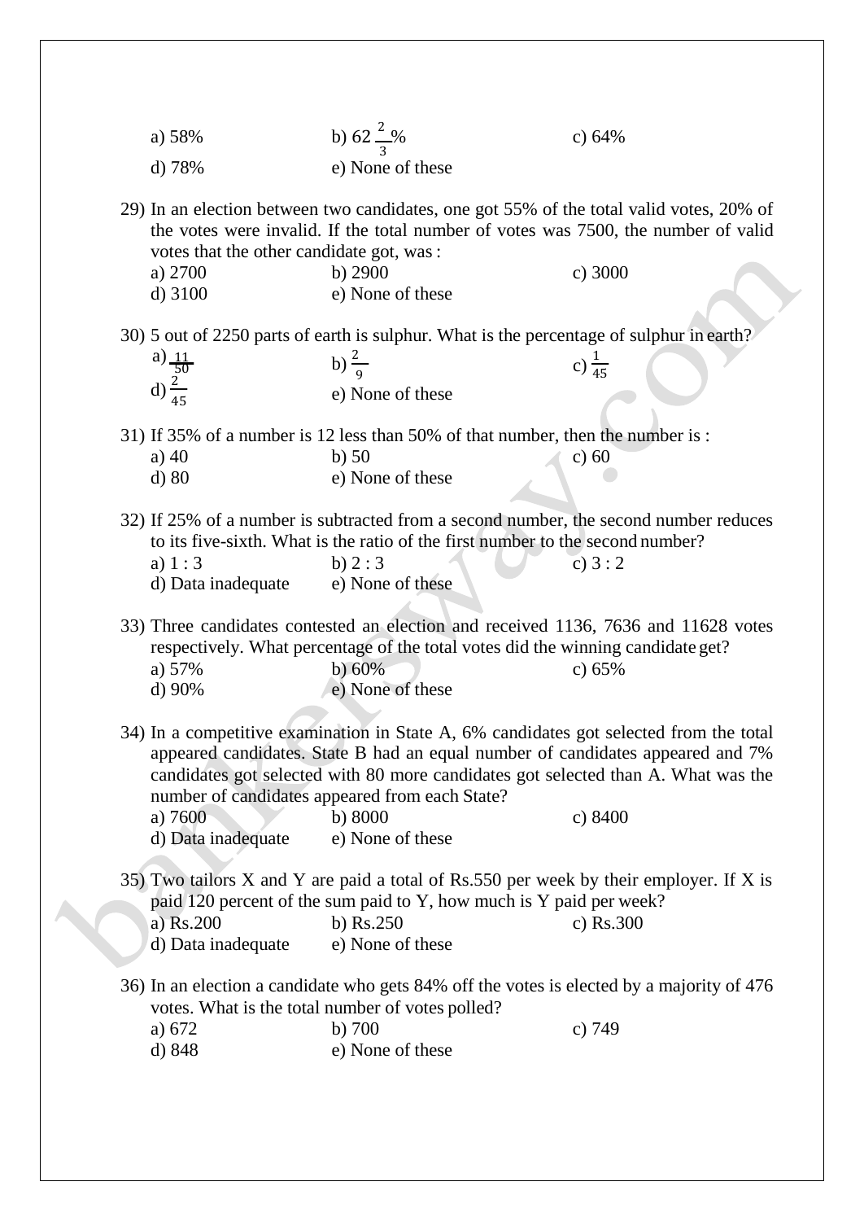a) 58% b) $62\frac{2}{3}$% c) 64%
d) 78% e) None of these

29) In an election between two candidates, one got 55% of the total valid votes, 20% of the votes were invalid. If the total number of votes was 7500, the number of valid votes that the other candidate got, was :
a) 2700 b) 2900 c) 3000
d) 3100 e) None of these

30) 5 out of 2250 parts of earth is sulphur. What is the percentage of sulphur in earth?
a) $\frac{11}{50}$ b) $\frac{2}{9}$ c) $\frac{1}{45}$
d) $\frac{2}{45}$ e) None of these

31) If 35% of a number is 12 less than 50% of that number, then the number is :
a) 40 b) 50 c) 60
d) 80 e) None of these

32) If 25% of a number is subtracted from a second number, the second number reduces to its five-sixth. What is the ratio of the first number to the second number?
a) 1 : 3 b) 2 : 3 c) 3 : 2
d) Data inadequate e) None of these

33) Three candidates contested an election and received 1136, 7636 and 11628 votes respectively. What percentage of the total votes did the winning candidate get?
a) 57% b) 60% c) 65%
d) 90% e) None of these

34) In a competitive examination in State A, 6% candidates got selected from the total appeared candidates. State B had an equal number of candidates appeared and 7% candidates got selected with 80 more candidates got selected than A. What was the number of candidates appeared from each State?
a) 7600 b) 8000 c) 8400
d) Data inadequate e) None of these

35) Two tailors X and Y are paid a total of Rs.550 per week by their employer. If X is paid 120 percent of the sum paid to Y, how much is Y paid per week?
a) Rs.200 b) Rs.250 c) Rs.300
d) Data inadequate e) None of these

36) In an election a candidate who gets 84% off the votes is elected by a majority of 476 votes. What is the total number of votes polled?
a) 672 b) 700 c) 749
d) 848 e) None of these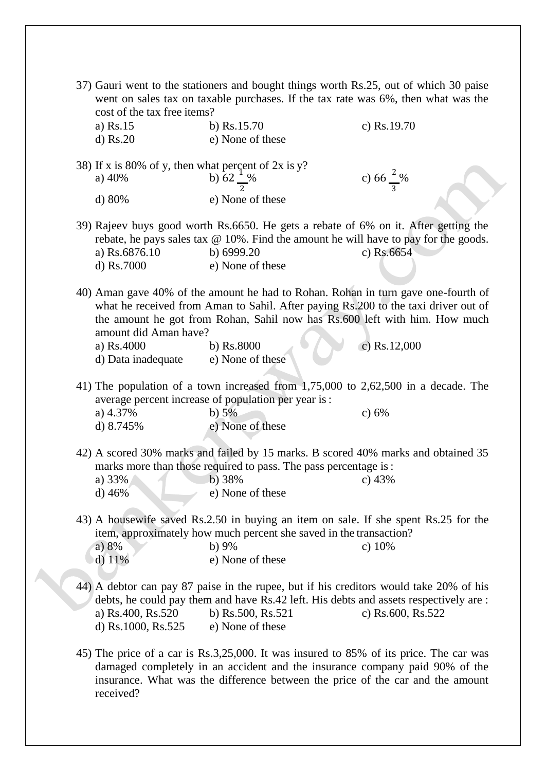37) Gauri went to the stationers and bought things worth Rs.25, out of which 30 paise went on sales tax on taxable purchases. If the tax rate was 6%, then what was the cost of the tax free items?

a) Rs.15 b) Rs.15.70 c) Rs.19.70
d) Rs.20 e) None of these

38) If x is 80% of y, then what percent of 2x is y?

a) 40% b) $62\frac{1}{2}\%$ c) $66\frac{2}{3}\%$
d) 80% e) None of these

39) Rajeev buys good worth Rs.6650. He gets a rebate of 6% on it. After getting the rebate, he pays sales tax @ 10%. Find the amount he will have to pay for the goods.

a) Rs.6876.10 b) 6999.20 c) Rs.6654
d) Rs.7000 e) None of these

40) Aman gave 40% of the amount he had to Rohan. Rohan in turn gave one-fourth of what he received from Aman to Sahil. After paying Rs.200 to the taxi driver out of the amount he got from Rohan, Sahil now has Rs.600 left with him. How much amount did Aman have?

a) Rs.4000 b) Rs.8000 c) Rs.12,000
d) Data inadequate e) None of these

41) The population of a town increased from 1,75,000 to 2,62,500 in a decade. The average percent increase of population per year is :

a) 4.37% b) 5% c) 6%
d) 8.745% e) None of these

42) A scored 30% marks and failed by 15 marks. B scored 40% marks and obtained 35 marks more than those required to pass. The pass percentage is :

a) 33% b) 38% c) 43%
d) 46% e) None of these

43) A housewife saved Rs.2.50 in buying an item on sale. If she spent Rs.25 for the item, approximately how much percent she saved in the transaction?

a) 8% b) 9% c) 10%
d) 11% e) None of these

44) A debtor can pay 87 paise in the rupee, but if his creditors would take 20% of his debts, he could pay them and have Rs.42 left. His debts and assets respectively are :

a) Rs.400, Rs.520 b) Rs.500, Rs.521 c) Rs.600, Rs.522
d) Rs.1000, Rs.525 e) None of these

45) The price of a car is Rs.3,25,000. It was insured to 85% of its price. The car was damaged completely in an accident and the insurance company paid 90% of the insurance. What was the difference between the price of the car and the amount received?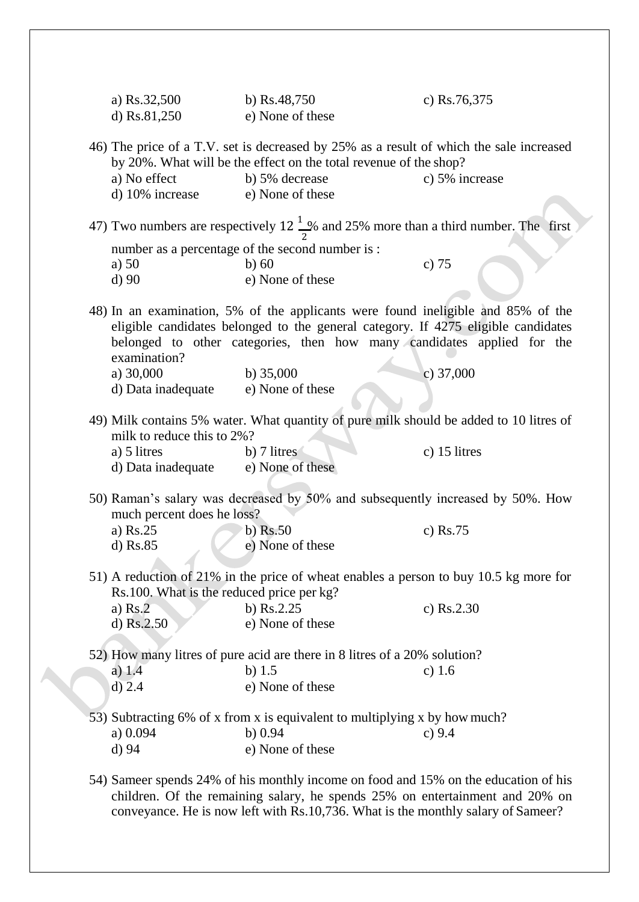a) Rs.32,500 b) Rs.48,750 c) Rs.76,375
d) Rs.81,250 e) None of these

46) The price of a T.V. set is decreased by 25% as a result of which the sale increased by 20%. What will be the effect on the total revenue of the shop?
a) No effect b) 5% decrease c) 5% increase
d) 10% increase e) None of these

47) Two numbers are respectively $12\frac{1}{2}$% and 25% more than a third number. The first number as a percentage of the second number is :
a) 50 b) 60 c) 75
d) 90 e) None of these

48) In an examination, 5% of the applicants were found ineligible and 85% of the eligible candidates belonged to the general category. If 4275 eligible candidates belonged to other categories, then how many candidates applied for the examination?
a) 30,000 b) 35,000 c) 37,000
d) Data inadequate e) None of these

49) Milk contains 5% water. What quantity of pure milk should be added to 10 litres of milk to reduce this to 2%?
a) 5 litres b) 7 litres c) 15 litres
d) Data inadequate e) None of these

50) Raman's salary was decreased by 50% and subsequently increased by 50%. How much percent does he loss?
a) Rs.25 b) Rs.50 c) Rs.75
d) Rs.85 e) None of these

51) A reduction of 21% in the price of wheat enables a person to buy 10.5 kg more for Rs.100. What is the reduced price per kg?
a) Rs.2 b) Rs.2.25 c) Rs.2.30
d) Rs.2.50 e) None of these

52) How many litres of pure acid are there in 8 litres of a 20% solution?
a) 1.4 b) 1.5 c) 1.6
d) 2.4 e) None of these

53) Subtracting 6% of x from x is equivalent to multiplying x by how much?
a) 0.094 b) 0.94 c) 9.4
d) 94 e) None of these

54) Sameer spends 24% of his monthly income on food and 15% on the education of his children. Of the remaining salary, he spends 25% on entertainment and 20% on conveyance. He is now left with Rs.10,736. What is the monthly salary of Sameer?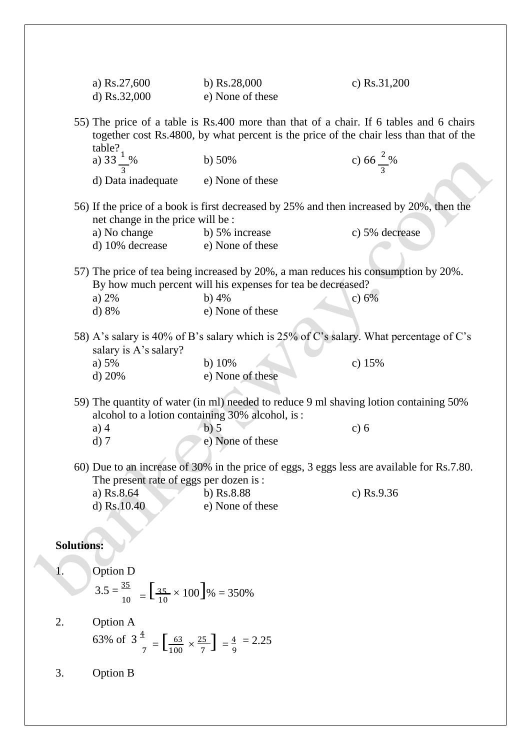a) Rs.27,600 b) Rs.28,000 c) Rs.31,200
d) Rs.32,000 e) None of these

55) The price of a table is Rs.400 more than that of a chair. If 6 tables and 6 chairs together cost Rs.4800, by what percent is the price of the chair less than that of the table?

a) $33\frac{1}{3}\%$ b) 50% c) $66\frac{2}{3}\%$
d) Data inadequate e) None of these

56) If the price of a book is first decreased by 25% and then increased by 20%, then the net change in the price will be :

a) No change b) 5% increase c) 5% decrease
d) 10% decrease e) None of these

57) The price of tea being increased by 20%, a man reduces his consumption by 20%. By how much percent will his expenses for tea be decreased?

a) 2% b) 4% c) 6%
d) 8% e) None of these

58) A's salary is 40% of B's salary which is 25% of C's salary. What percentage of C's salary is A's salary?

a) 5% b) 10% c) 15%
d) 20% e) None of these

59) The quantity of water (in ml) needed to reduce 9 ml shaving lotion containing 50% alcohol to a lotion containing 30% alcohol, is :

a) 4 b) 5 c) 6
d) 7 e) None of these

60) Due to an increase of 30% in the price of eggs, 3 eggs less are available for Rs.7.80. The present rate of eggs per dozen is :

a) Rs.8.64 b) Rs.8.88 c) Rs.9.36
d) Rs.10.40 e) None of these

**Solutions:**

1. Option D

$3.5 = \frac{35}{10} = \left[\frac{35}{10} \times 100\right]\% = 350\%$

2. Option A

63% of $3\frac{4}{7} = \left[\frac{63}{100} \times \frac{25}{7}\right] = \frac{4}{9} = 2.25$

3. Option B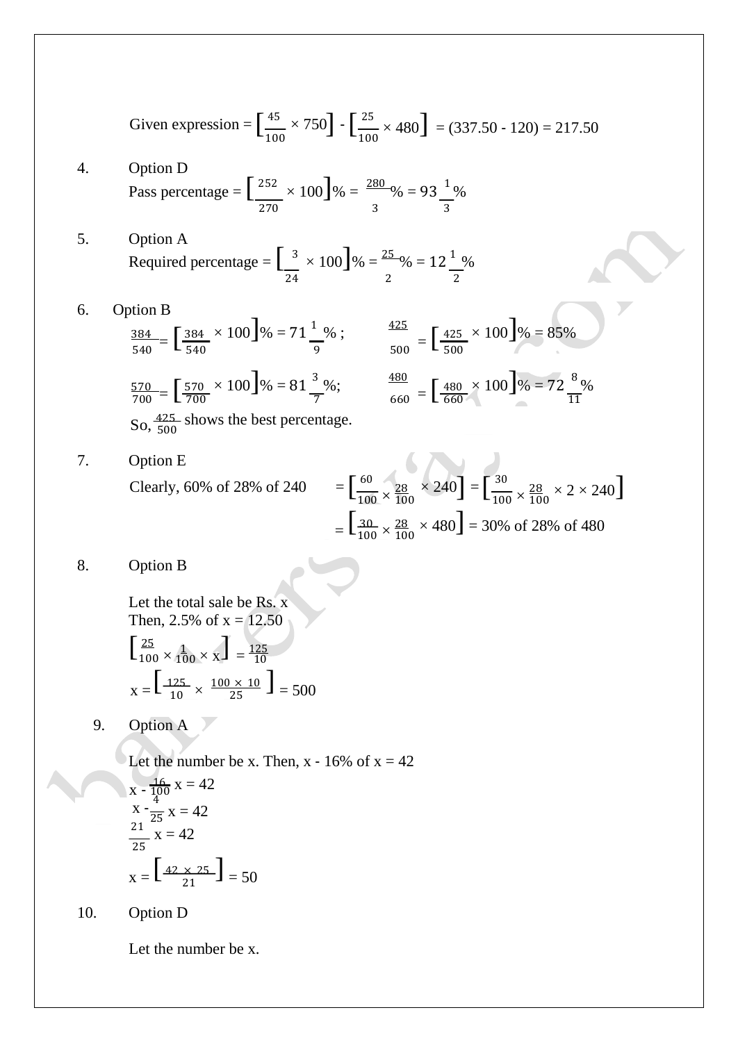Given expression = $\left[\frac{45}{100} \times 750\right] - \left[\frac{25}{100} \times 480\right]$ = (337.50 - 120) = 217.50

4. Option D

Pass percentage = $\left[\frac{252}{270} \times 100\right]\% = \frac{280}{3}\% = 93\frac{1}{3}\%$

5. Option A

Required percentage = $\left[\frac{3}{24} \times 100\right]\% = \frac{25}{2}\% = 12\frac{1}{2}\%$

6. Option B

$\frac{384}{540} = \left[\frac{384}{540} \times 100\right]\% = 71\frac{1}{9}\%$ ; $\frac{425}{500} = \left[\frac{425}{500} \times 100\right]\% = 85\%$

$\frac{570}{700} = \left[\frac{570}{700} \times 100\right]\% = 81\frac{3}{7}\%$; $\frac{480}{660} = \left[\frac{480}{660} \times 100\right]\% = 72\frac{8}{11}\%$

So, $\frac{425}{500}$ shows the best percentage.

7. Option E

Clearly, 60% of 28% of 240 $= \left[\frac{60}{100} \times \frac{28}{100} \times 240\right] = \left[\frac{30}{100} \times \frac{28}{100} \times 2 \times 240\right]$

$= \left[\frac{30}{100} \times \frac{28}{100} \times 480\right]$ = 30% of 28% of 480

8. Option B

Let the total sale be Rs. x

Then, 2.5% of x = 12.50

$\left[\frac{25}{100} \times \frac{1}{100} \times x\right] = \frac{125}{10}$

$x = \left[\frac{125}{10} \times \frac{100 \times 10}{25}\right] = 500$

9. Option A

Let the number be x. Then, x - 16% of x = 42

$x - \frac{16}{100}x = 42$

$x - \frac{4}{25}x = 42$

$\frac{21}{25}x = 42$

$x = \left[\frac{42 \times 25}{21}\right] = 50$

10. Option D

Let the number be x.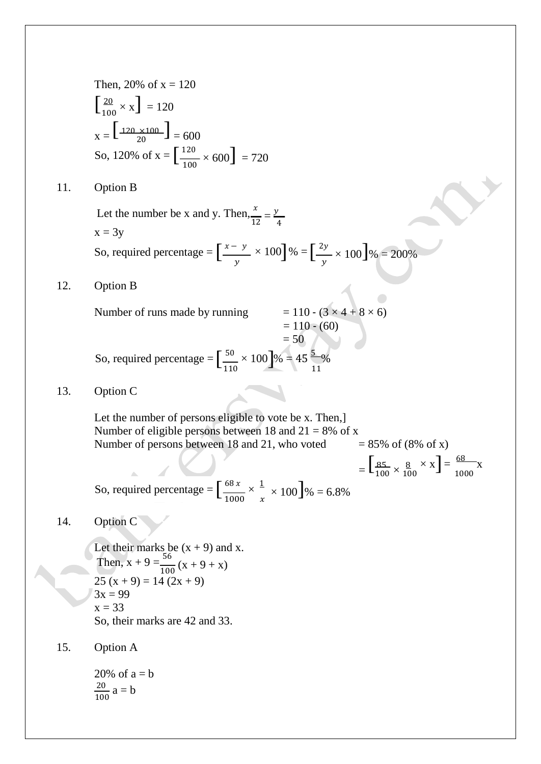Then, 20% of x = 120

$\left[\frac{20}{100} \times x\right] = 120$

$x = \left[\frac{120 \times 100}{20}\right] = 600$

So, 120% of x = $\left[\frac{120}{100} \times 600\right] = 720$

11. Option B

Let the number be x and y. Then, $\frac{x}{12} = \frac{y}{4}$

x = 3y

So, required percentage = $\left[\frac{x - y}{y} \times 100\right]\% = \left[\frac{2y}{y} \times 100\right]\% = 200\%$

12. Option B

Number of runs made by running = 110 - (3 × 4 + 8 × 6)
= 110 - (60)
= 50

So, required percentage = $\left[\frac{50}{110} \times 100\right]\% = 45\frac{5}{11}\%$

13. Option C

Let the number of persons eligible to vote be x. Then,]
Number of eligible persons between 18 and 21 = 8% of x
Number of persons between 18 and 21, who voted = 85% of (8% of x)

$= \left[\frac{85}{100} \times \frac{8}{100} \times x\right] = \frac{68}{1000}x$

So, required percentage = $\left[\frac{68x}{1000} \times \frac{1}{x} \times 100\right]\% = 6.8\%$

14. Option C

Let their marks be (x + 9) and x.
Then, $x + 9 = \frac{56}{100}(x + 9 + x)$

25 (x + 9) = 14 (2x + 9)
3x = 99
x = 33
So, their marks are 42 and 33.

15. Option A

20% of a = b

$\frac{20}{100} a = b$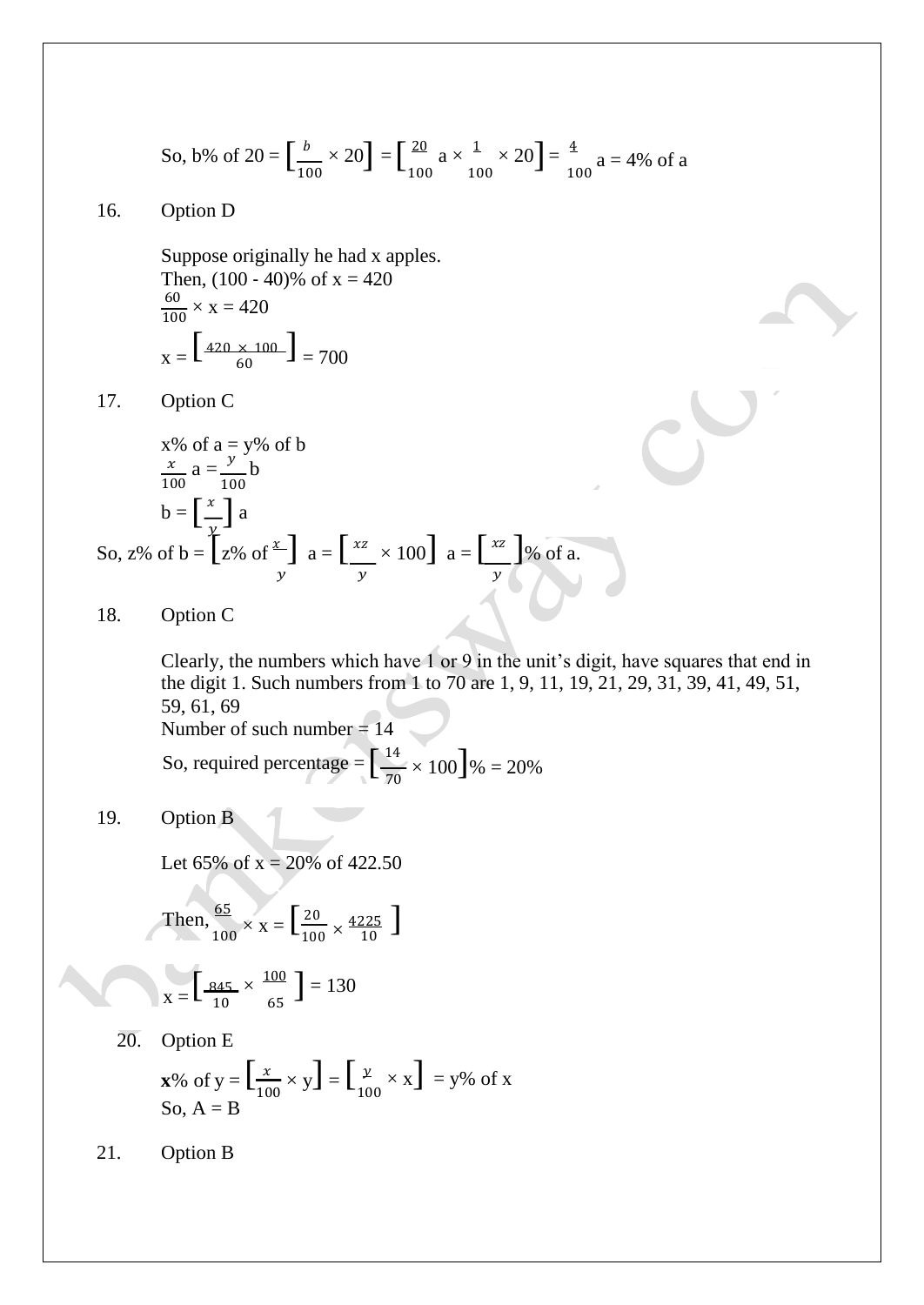So, b% of 20 = $\left[\frac{b}{100} \times 20\right] = \left[\frac{20}{100} a \times \frac{1}{100} \times 20\right] = \frac{4}{100} a$ = 4% of a

16. Option D

Suppose originally he had x apples.
Then, (100 - 40)% of x = 420

$\frac{60}{100} \times x = 420$

$x = \left[\frac{420 \times 100}{60}\right] = 700$

17. Option C

x% of a = y% of b

$\frac{x}{100} a = \frac{y}{100} b$

$b = \left[\frac{x}{y}\right] a$

So, z% of b = $\left[z\% \text{ of } \frac{x}{y}\right] a = \left[\frac{xz}{y} \times 100\right] a = \left[\frac{xz}{y}\right]\%$ of a.

18. Option C

Clearly, the numbers which have 1 or 9 in the unit's digit, have squares that end in the digit 1. Such numbers from 1 to 70 are 1, 9, 11, 19, 21, 29, 31, 39, 41, 49, 51, 59, 61, 69
Number of such number = 14

So, required percentage = $\left[\frac{14}{70} \times 100\right]\% = 20\%$

19. Option B

Let 65% of x = 20% of 422.50

Then, $\frac{65}{100} \times x = \left[\frac{20}{100} \times \frac{4225}{10}\right]$

$x = \left[\frac{845}{10} \times \frac{100}{65}\right] = 130$

20. Option E

**x**% of y = $\left[\frac{x}{100} \times y\right] = \left[\frac{y}{100} \times x\right]$ = y% of x
So, A = B

21. Option B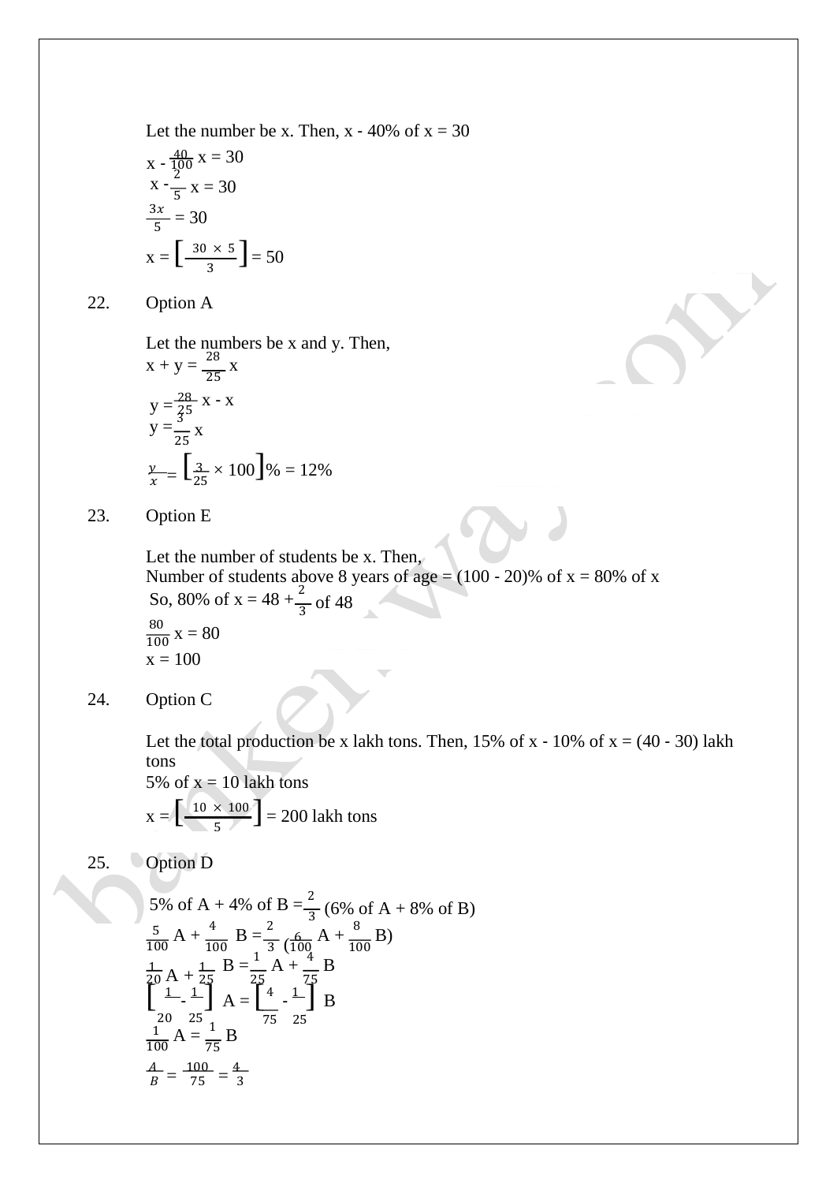Let the number be x. Then, x - 40% of x = 30

$x - \frac{40}{100}x = 30$

$x - \frac{2}{5}x = 30$

$\frac{3x}{5} = 30$

$x = \left[\frac{30 \times 5}{3}\right] = 50$

22. Option A

Let the numbers be x and y. Then,

$x + y = \frac{28}{25}x$

$y = \frac{28}{25}x - x$

$y = \frac{3}{25}x$

$\frac{y}{x} = \left[\frac{3}{25} \times 100\right]\% = 12\%$

23. Option E

Let the number of students be x. Then,

Number of students above 8 years of age = (100 - 20)% of x = 80% of x

So, 80% of x = 48 + $\frac{2}{3}$ of 48

$\frac{80}{100}x = 80$

x = 100

24. Option C

Let the total production be x lakh tons. Then, 15% of x - 10% of x = (40 - 30) lakh tons

5% of x = 10 lakh tons

$x = \left[\frac{10 \times 100}{5}\right] = 200$ lakh tons

25. Option D

5% of A + 4% of B = $\frac{2}{3}$ (6% of A + 8% of B)

$\frac{5}{100}A + \frac{4}{100}B = \frac{2}{3}\left(\frac{6}{100}A + \frac{8}{100}B\right)$

$\frac{1}{20}A + \frac{1}{25}B = \frac{1}{25}A + \frac{4}{75}B$

$\left[\frac{1}{20} - \frac{1}{25}\right]A = \left[\frac{4}{75} - \frac{1}{25}\right]B$

$\frac{1}{100}A = \frac{1}{75}B$

$\frac{A}{B} = \frac{100}{75} = \frac{4}{3}$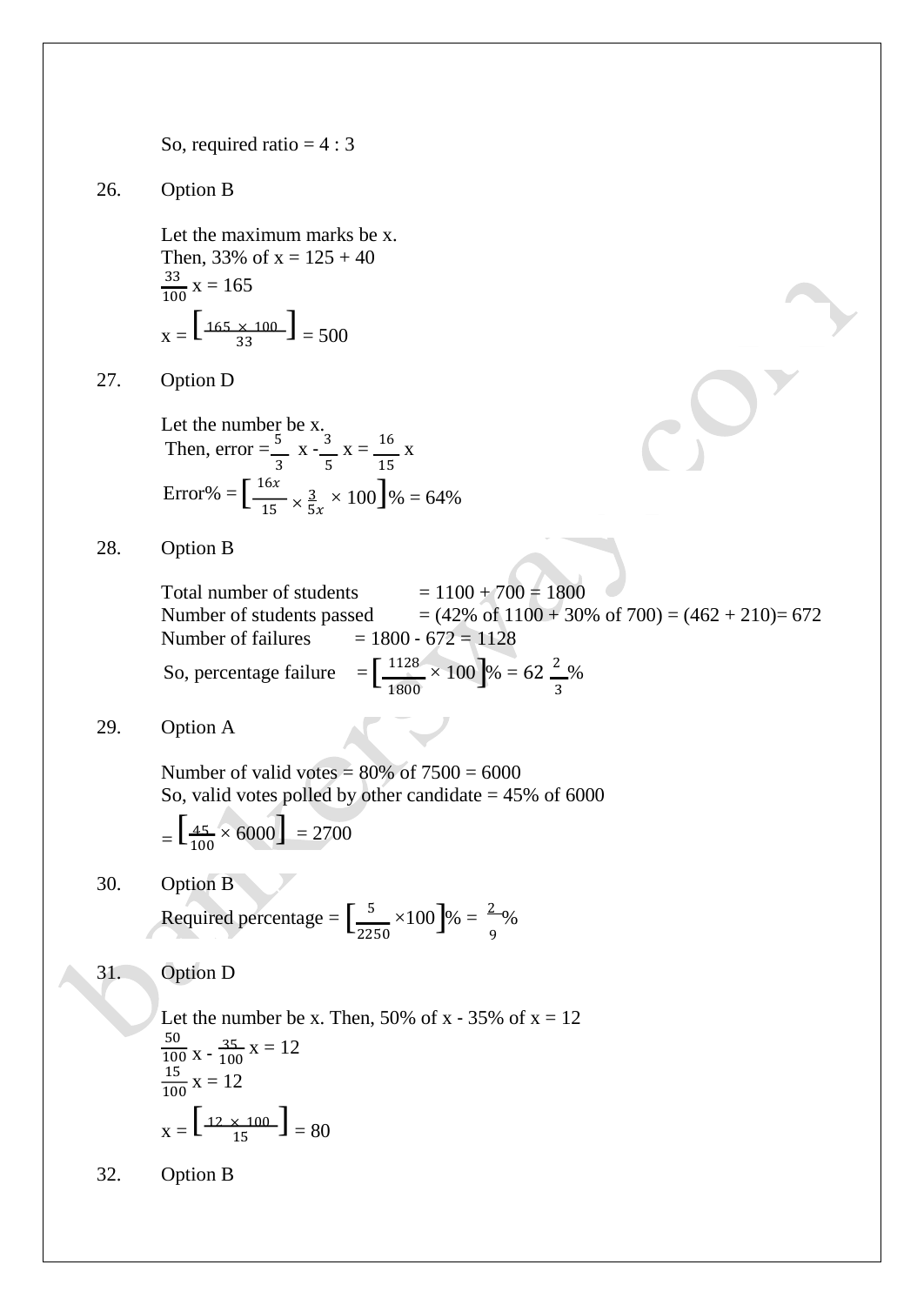So, required ratio = 4 : 3

26. Option B

Let the maximum marks be x.
Then, 33% of x = 125 + 40

$\frac{33}{100}$ x = 165

x = $\left[\frac{165 \times 100}{33}\right]$ = 500

27. Option D

Let the number be x.
Then, error = $\frac{5}{3}$ x - $\frac{3}{5}$ x = $\frac{16}{15}$ x

Error% = $\left[\frac{16x}{15} \times \frac{3}{5x} \times 100\right]$% = 64%

28. Option B

Total number of students = 1100 + 700 = 1800
Number of students passed = (42% of 1100 + 30% of 700) = (462 + 210)= 672
Number of failures = 1800 - 672 = 1128

So, percentage failure = $\left[\frac{1128}{1800} \times 100\right]$% = 62 $\frac{2}{3}$%

29. Option A

Number of valid votes = 80% of 7500 = 6000
So, valid votes polled by other candidate = 45% of 6000

= $\left[\frac{45}{100} \times 6000\right]$ = 2700

30. Option B

Required percentage = $\left[\frac{5}{2250} \times 100\right]$% = $\frac{2}{9}$%

31. Option D

Let the number be x. Then, 50% of x - 35% of x = 12

$\frac{50}{100}$ x - $\frac{35}{100}$ x = 12

$\frac{15}{100}$ x = 12

x = $\left[\frac{12 \times 100}{15}\right]$ = 80

32. Option B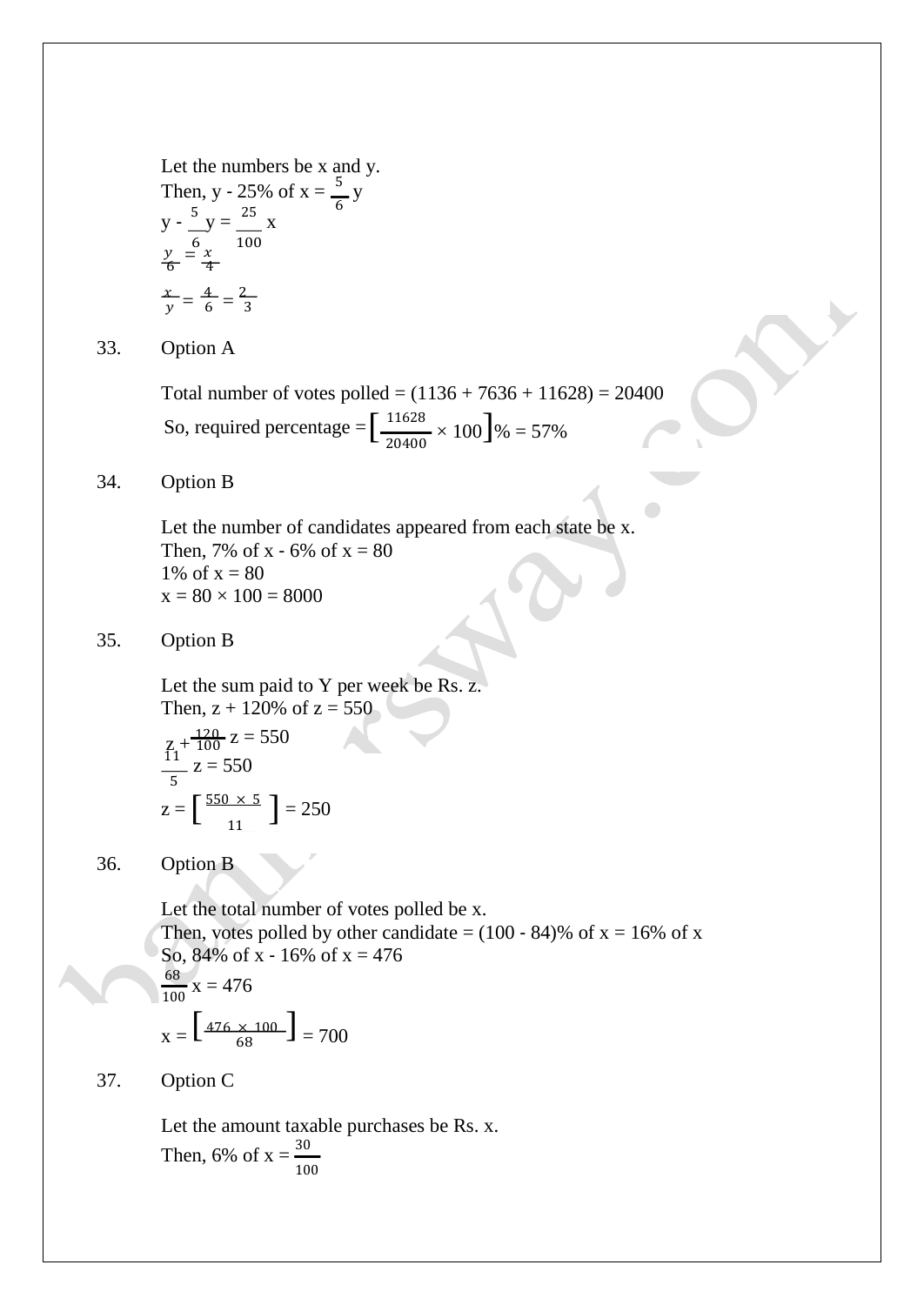Let the numbers be x and y.
Then, y - 25% of x = $\frac{5}{6}$ y

y - $\frac{5}{6}$y = $\frac{25}{100}$ x

$\frac{y}{6} = \frac{x}{4}$

$\frac{x}{y} = \frac{4}{6} = \frac{2}{3}$

33. Option A

Total number of votes polled = (1136 + 7636 + 11628) = 20400

So, required percentage = $\left[\frac{11628}{20400} \times 100\right]$% = 57%

34. Option B

Let the number of candidates appeared from each state be x.
Then, 7% of x - 6% of x = 80
1% of x = 80
x = 80 × 100 = 8000

35. Option B

Let the sum paid to Y per week be Rs. z.
Then, z + 120% of z = 550

z + $\frac{120}{100}$ z = 550

$\frac{11}{5}$ z = 550

z = $\left[\frac{550 \times 5}{11}\right]$ = 250

36. Option B

Let the total number of votes polled be x.
Then, votes polled by other candidate = (100 - 84)% of x = 16% of x
So, 84% of x - 16% of x = 476

$\frac{68}{100}$ x = 476

x = $\left[\frac{476 \times 100}{68}\right]$ = 700

37. Option C

Let the amount taxable purchases be Rs. x.
Then, 6% of x = $\frac{30}{100}$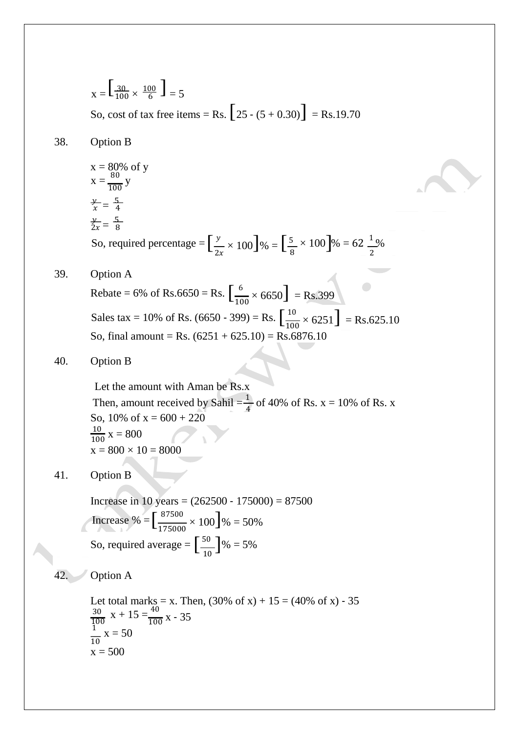$x = \left[\frac{30}{100} \times \frac{100}{6}\right] = 5$

So, cost of tax free items = Rs. $\left[25 - (5 + 0.30)\right]$ = Rs.19.70

38. Option B

x = 80% of y

$x = \frac{80}{100}y$

$\frac{y}{x} = \frac{5}{4}$

$\frac{y}{2x} = \frac{5}{8}$

So, required percentage = $\left[\frac{y}{2x} \times 100\right]\% = \left[\frac{5}{8} \times 100\right]\% = 62\frac{1}{2}\%$

39. Option A

Rebate = 6% of Rs.6650 = Rs. $\left[\frac{6}{100} \times 6650\right]$ = Rs.399

Sales tax = 10% of Rs. (6650 - 399) = Rs. $\left[\frac{10}{100} \times 6251\right]$ = Rs.625.10

So, final amount = Rs. (6251 + 625.10) = Rs.6876.10

40. Option B

Let the amount with Aman be Rs.x

Then, amount received by Sahil = $\frac{1}{4}$ of 40% of Rs. x = 10% of Rs. x

So, 10% of x = 600 + 220

$\frac{10}{100}x = 800$

x = 800 × 10 = 8000

41. Option B

Increase in 10 years = (262500 - 175000) = 87500

Increase % = $\left[\frac{87500}{175000} \times 100\right]\% = 50\%$

So, required average = $\left[\frac{50}{10}\right]\% = 5\%$

42. Option A

Let total marks = x. Then, (30% of x) + 15 = (40% of x) - 35

$\frac{30}{100}x + 15 = \frac{40}{100}x - 35$

$\frac{1}{10}x = 50$

x = 500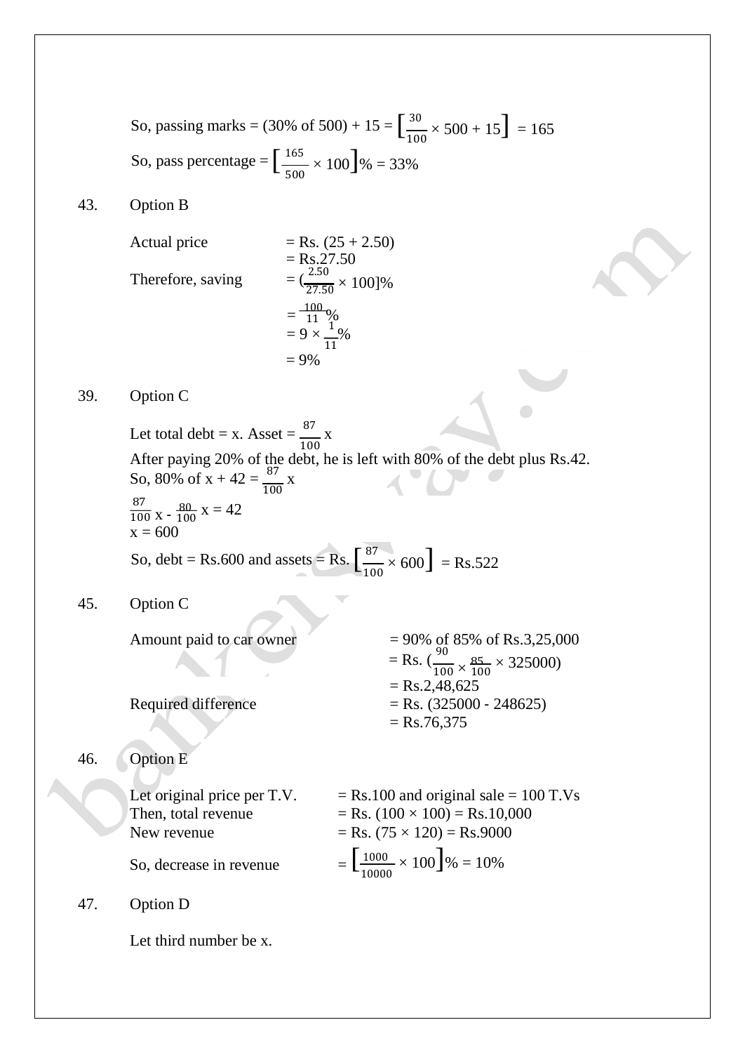So, passing marks = (30% of 500) + 15 = $\left[\frac{30}{100} \times 500 + 15\right]$ = 165

So, pass percentage = $\left[\frac{165}{500} \times 100\right]$% = 33%

43. Option B

Actual price = Rs. (25 + 2.50)
= Rs.27.50

Therefore, saving = $(\frac{2.50}{27.50} \times 100]$%
= $\frac{100}{11}$%
= 9 × $\frac{1}{11}$%
= 9%

39. Option C

Let total debt = x. Asset = $\frac{87}{100}$ x

After paying 20% of the debt, he is left with 80% of the debt plus Rs.42.

So, 80% of x + 42 = $\frac{87}{100}$ x

$\frac{87}{100}$ x - $\frac{80}{100}$ x = 42

x = 600

So, debt = Rs.600 and assets = Rs. $\left[\frac{87}{100} \times 600\right]$ = Rs.522

45. Option C

Amount paid to car owner = 90% of 85% of Rs.3,25,000
= Rs. $(\frac{90}{100} \times \frac{85}{100} \times 325000)$
= Rs.2,48,625

Required difference = Rs. (325000 - 248625)
= Rs.76,375

46. Option E

Let original price per T.V. = Rs.100 and original sale = 100 T.Vs

Then, total revenue = Rs. (100 × 100) = Rs.10,000

New revenue = Rs. (75 × 120) = Rs.9000

So, decrease in revenue = $\left[\frac{1000}{10000} \times 100\right]$% = 10%

47. Option D

Let third number be x.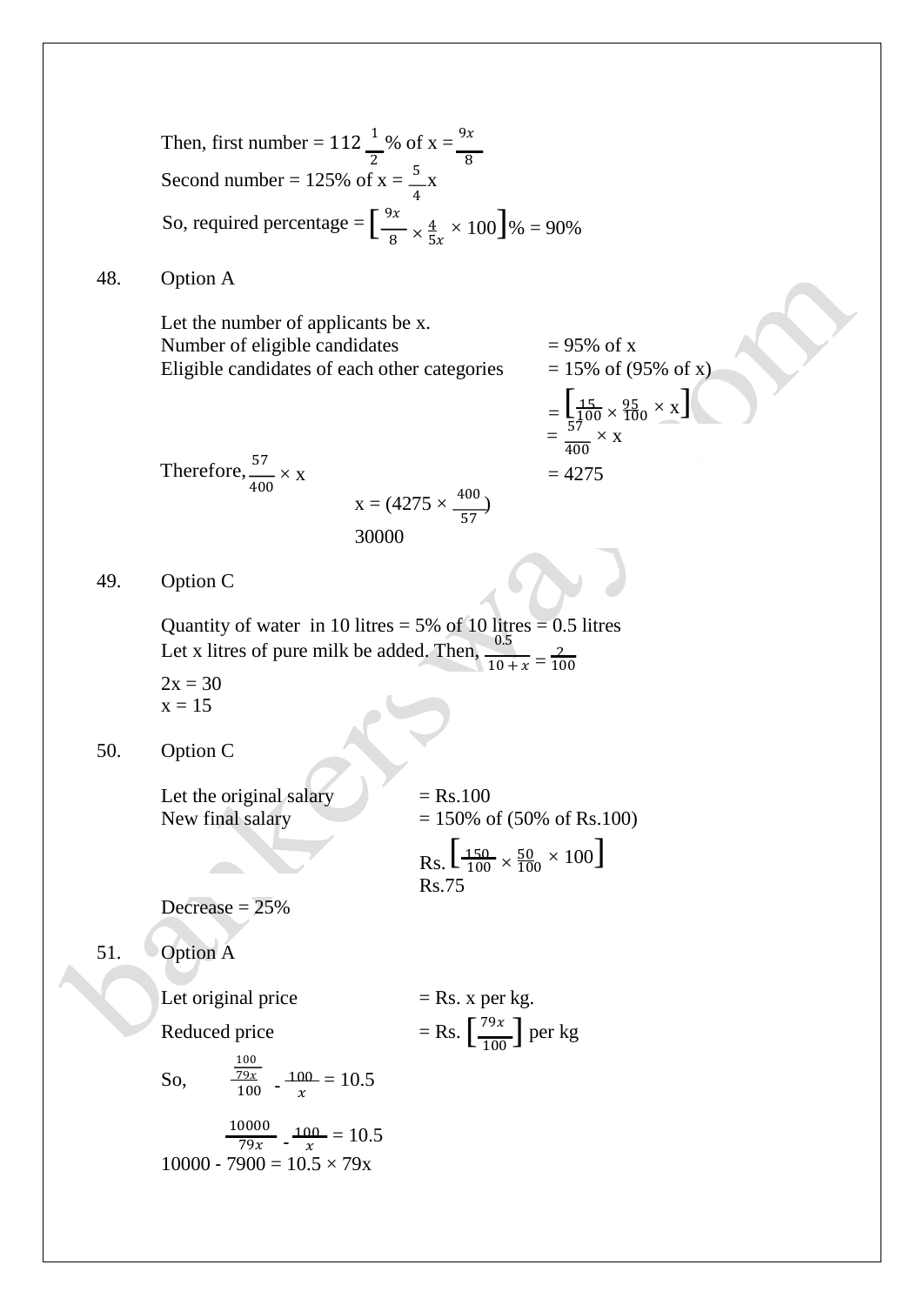Then, first number = $112\frac{1}{2}$% of x = $\frac{9x}{8}$

Second number = 125% of x = $\frac{5}{4}$x

So, required percentage = $\left[\frac{9x}{8} \times \frac{4}{5x} \times 100\right]$% = 90%

48. Option A

Let the number of applicants be x.

Number of eligible candidates = 95% of x

Eligible candidates of each other categories = 15% of (95% of x)

$= \left[\frac{15}{100} \times \frac{95}{100} \times x\right]$

$= \frac{57}{400} \times x$

Therefore, $\frac{57}{400} \times x$ = 4275

x = $(4275 \times \frac{400}{57})$

30000

49. Option C

Quantity of water in 10 litres = 5% of 10 litres = 0.5 litres

Let x litres of pure milk be added. Then, $\frac{0.5}{10 + x} = \frac{2}{100}$

2x = 30

x = 15

50. Option C

Let the original salary = Rs.100

New final salary = 150% of (50% of Rs.100)

Rs. $\left[\frac{150}{100} \times \frac{50}{100} \times 100\right]$

Rs.75

Decrease = 25%

51. Option A

Let original price = Rs. x per kg.

Reduced price = Rs. $\left[\frac{79x}{100}\right]$ per kg

So, $\frac{100}{\frac{79x}{100}} - \frac{100}{x} = 10.5$

$\frac{10000}{79x} - \frac{100}{x} = 10.5$

10000 - 7900 = 10.5 × 79x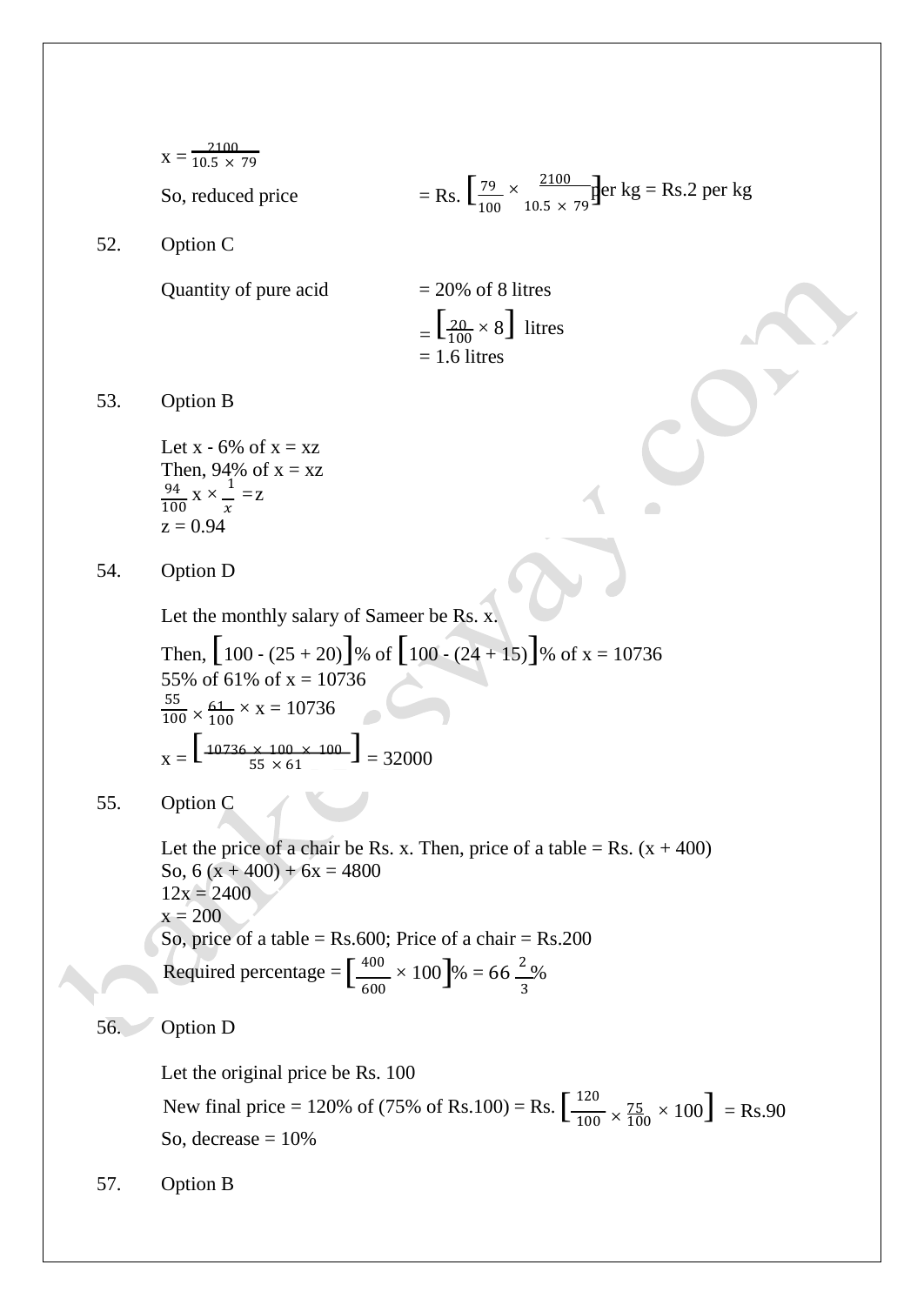$x = \frac{2100}{10.5 \times 79}$

So, reduced price = Rs. $\left[\frac{79}{100} \times \frac{2100}{10.5 \times 79}\right]$ per kg = Rs.2 per kg

52. Option C

Quantity of pure acid = 20% of 8 litres

= $\left[\frac{20}{100} \times 8\right]$ litres

= 1.6 litres

53. Option B

Let x - 6% of x = xz

Then, 94% of x = xz

$\frac{94}{100}$ x × $\frac{1}{x}$ = z

z = 0.94

54. Option D

Let the monthly salary of Sameer be Rs. x.

Then, $[100 - (25 + 20)]$% of $[100 - (24 + 15)]$% of x = 10736

55% of 61% of x = 10736

$\frac{55}{100} \times \frac{61}{100} \times x = 10736$

$x = \left[\frac{10736 \times 100 \times 100}{55 \times 61}\right] = 32000$

55. Option C

Let the price of a chair be Rs. x. Then, price of a table = Rs. (x + 400)

So, 6 (x + 400) + 6x = 4800

12x = 2400

x = 200

So, price of a table = Rs.600; Price of a chair = Rs.200

Required percentage = $\left[\frac{400}{600} \times 100\right]$% = $66\frac{2}{3}$%

56. Option D

Let the original price be Rs. 100

New final price = 120% of (75% of Rs.100) = Rs. $\left[\frac{120}{100} \times \frac{75}{100} \times 100\right]$ = Rs.90

So, decrease = 10%

57. Option B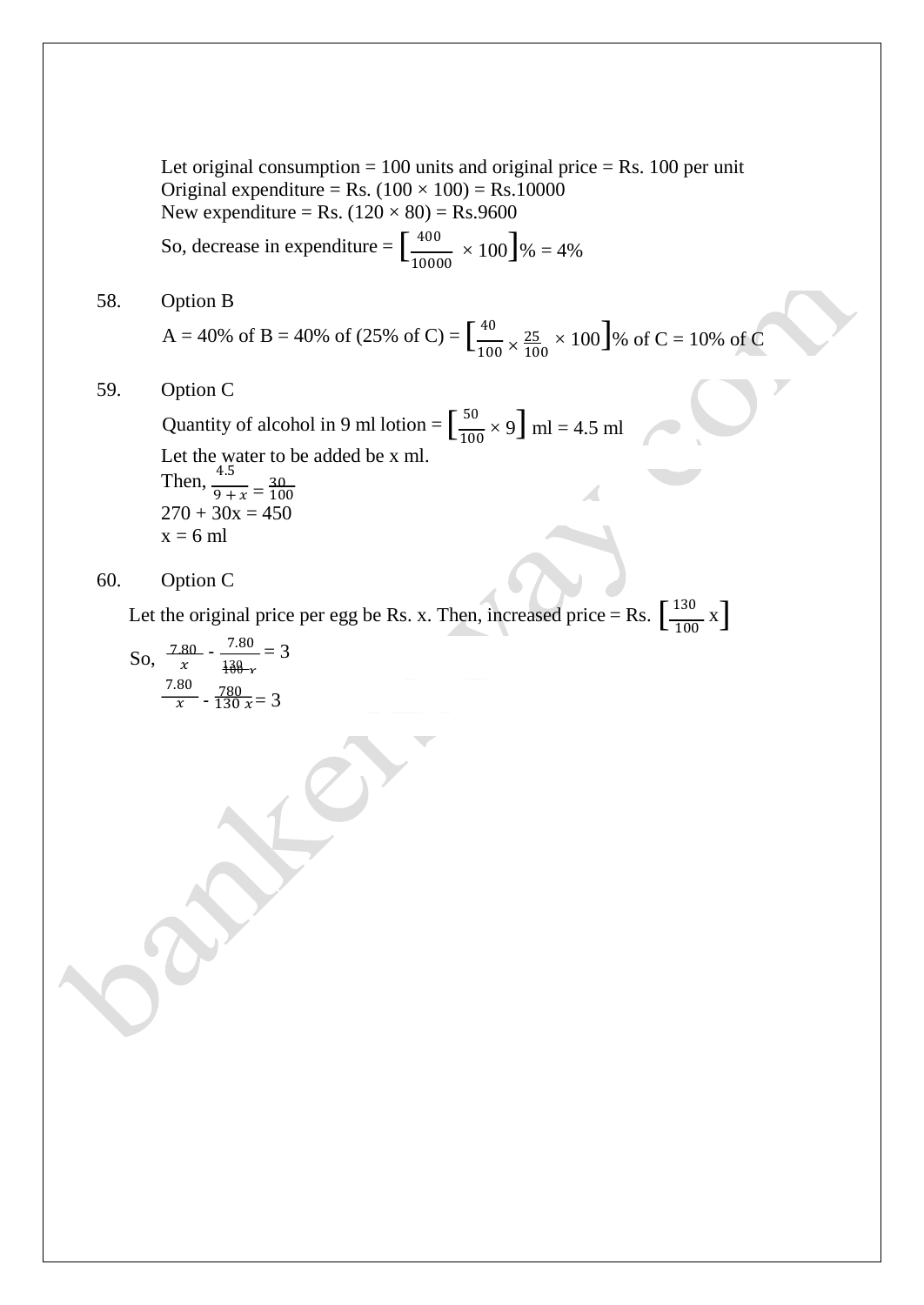Let original consumption = 100 units and original price = Rs. 100 per unit
Original expenditure = Rs. (100 × 100) = Rs.10000
New expenditure = Rs. (120 × 80) = Rs.9600
So, decrease in expenditure = $\left[\frac{400}{10000} \times 100\right]\%$ = 4%

58. Option B

A = 40% of B = 40% of (25% of C) = $\left[\frac{40}{100} \times \frac{25}{100} \times 100\right]\%$ of C = 10% of C

59. Option C

Quantity of alcohol in 9 ml lotion = $\left[\frac{50}{100} \times 9\right]$ ml = 4.5 ml
Let the water to be added be x ml.
Then, $\frac{4.5}{9+x} = \frac{30}{100}$
270 + 30x = 450
x = 6 ml

60. Option C

Let the original price per egg be Rs. x. Then, increased price = Rs. $\left[\frac{130}{100}x\right]$

So, $\frac{7.80}{x} - \frac{7.80}{\frac{130}{100}x} = 3$

$\frac{7.80}{x} - \frac{780}{130\,x} = 3$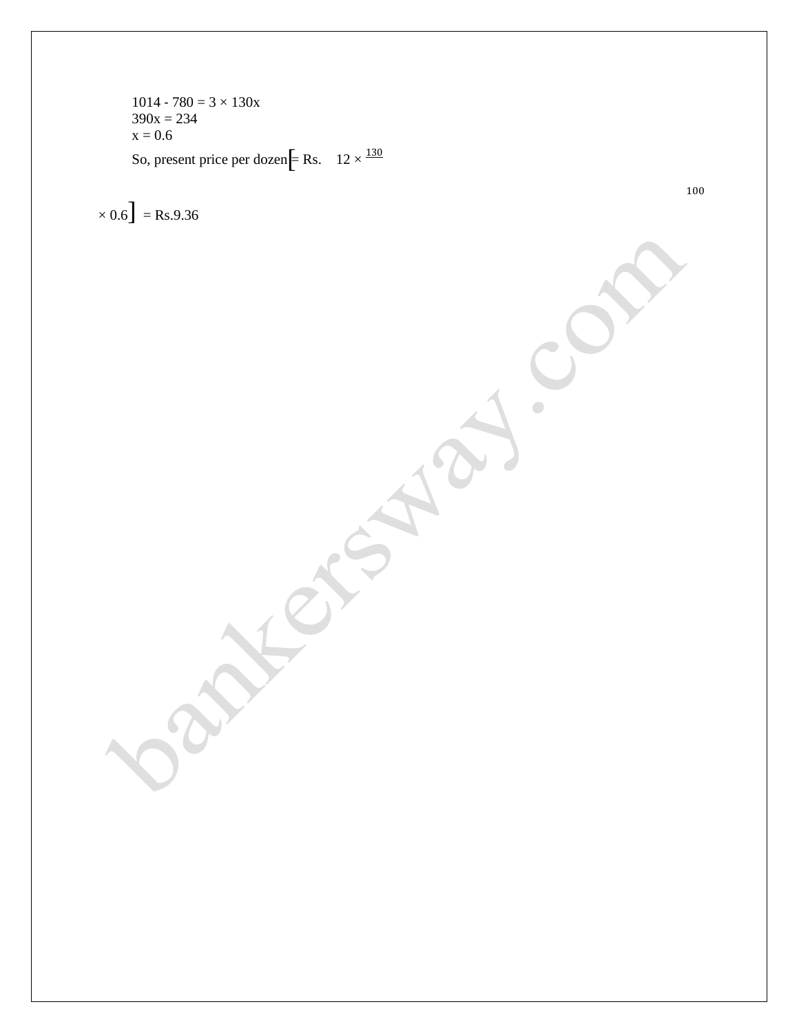$1014 - 780 = 3 \times 130x$

$390x = 234$

$x = 0.6$

So, present price per dozen $= \text{Rs.} \left[12 \times \frac{130}{100} \times 0.6\right] = \text{Rs.}9.36$